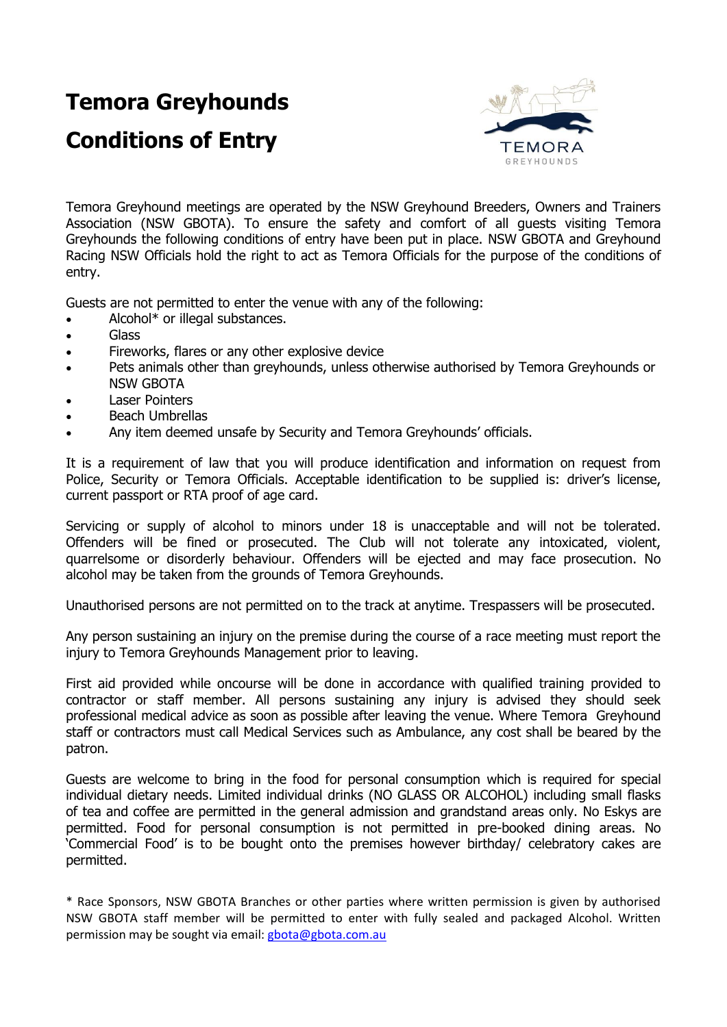# Temora Greyhounds

# Conditions of Entry

Temora Greyhound meetings are operated by the NSW Greyhound Breeders, Owners and Trainers Association (NSW GBOTA). To ensure the safety and comfort of all guests visiting Temora Greyhounds the following conditions of entry have been put in place. NSW GBOTA and Greyhound Racing NSW Officials hold the right to act as Temora Officials for the purpose of the conditions of entry.

Guests are not permitted to enter the venue with any of the following:

- Alcohol* or illegal substances.
- Glass
- Fireworks, flares or any other explosive device
- Pets animals other than greyhounds, unless otherwise authorised by Temora Greyhounds or NSW GBOTA
- Laser Pointers
- Beach Umbrellas
- Any item deemed unsafe by Security and Temora Greyhounds' officials.

It is a requirement of law that you will produce identification and information on request from Police, Security or Temora Officials. Acceptable identification to be supplied is: driver's license, current passport or RTA proof of age card.

Servicing or supply of alcohol to minors under 18 is unacceptable and will not be tolerated. Offenders will be fined or prosecuted. The Club will not tolerate any intoxicated, violent, quarrelsome or disorderly behaviour. Offenders will be ejected and may face prosecution. No alcohol may be taken from the grounds of Temora Greyhounds.

Unauthorised persons are not permitted on to the track at anytime. Trespassers will be prosecuted.

Any person sustaining an injury on the premise during the course of a race meeting must report the injury to Temora Greyhounds Management prior to leaving.

First aid provided while oncourse will be done in accordance with qualified training provided to contractor or staff member. All persons sustaining any injury is advised they should seek professional medical advice as soon as possible after leaving the venue. Where Temora Greyhound staff or contractors must call Medical Services such as Ambulance, any cost shall be beared by the patron.

Guests are welcome to bring in the food for personal consumption which is required for special individual dietary needs. Limited individual drinks (NO GLASS OR ALCOHOL) including small flasks of tea and coffee are permitted in the general admission and grandstand areas only. No Eskys are permitted. Food for personal consumption is not permitted in pre-booked dining areas. No 'Commercial Food' is to be bought onto the premises however birthday/ celebratory cakes are permitted.

* Race Sponsors, NSW GBOTA Branches or other parties where written permission is given by authorised NSW GBOTA staff member will be permitted to enter with fully sealed and packaged Alcohol. Written permission may be sought via email: gbota@gbota.com.au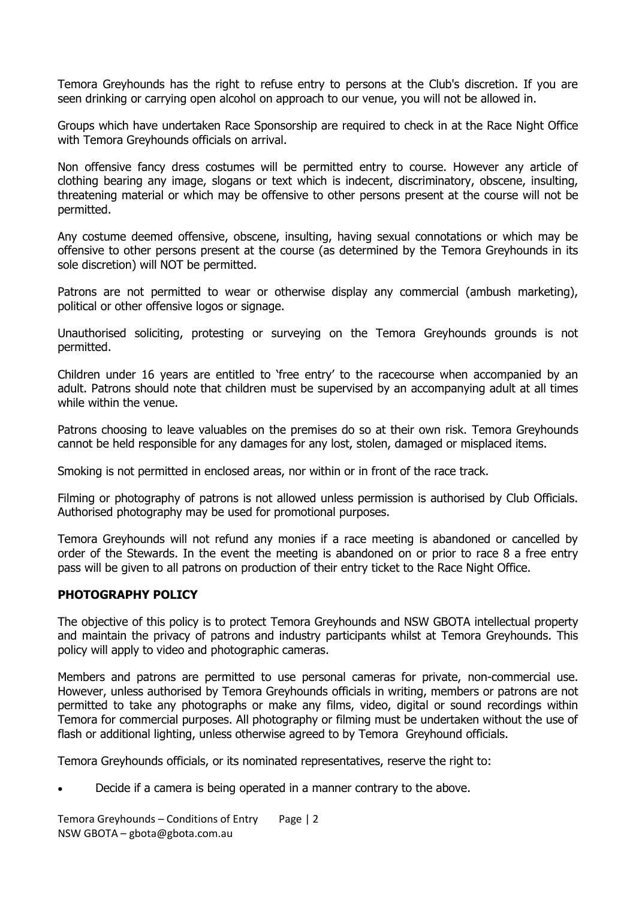Temora Greyhounds has the right to refuse entry to persons at the Club's discretion. If you are seen drinking or carrying open alcohol on approach to our venue, you will not be allowed in.

Groups which have undertaken Race Sponsorship are required to check in at the Race Night Office with Temora Greyhounds officials on arrival.

Non offensive fancy dress costumes will be permitted entry to course. However any article of clothing bearing any image, slogans or text which is indecent, discriminatory, obscene, insulting, threatening material or which may be offensive to other persons present at the course will not be permitted.

Any costume deemed offensive, obscene, insulting, having sexual connotations or which may be offensive to other persons present at the course (as determined by the Temora Greyhounds in its sole discretion) will NOT be permitted.

Patrons are not permitted to wear or otherwise display any commercial (ambush marketing), political or other offensive logos or signage.

Unauthorised soliciting, protesting or surveying on the Temora Greyhounds grounds is not permitted.

Children under 16 years are entitled to 'free entry' to the racecourse when accompanied by an adult. Patrons should note that children must be supervised by an accompanying adult at all times while within the venue.

Patrons choosing to leave valuables on the premises do so at their own risk. Temora Greyhounds cannot be held responsible for any damages for any lost, stolen, damaged or misplaced items.

Smoking is not permitted in enclosed areas, nor within or in front of the race track.

Filming or photography of patrons is not allowed unless permission is authorised by Club Officials. Authorised photography may be used for promotional purposes.

Temora Greyhounds will not refund any monies if a race meeting is abandoned or cancelled by order of the Stewards. In the event the meeting is abandoned on or prior to race 8 a free entry pass will be given to all patrons on production of their entry ticket to the Race Night Office.

**PHOTOGRAPHY POLICY**

The objective of this policy is to protect Temora Greyhounds and NSW GBOTA intellectual property and maintain the privacy of patrons and industry participants whilst at Temora Greyhounds. This policy will apply to video and photographic cameras.

Members and patrons are permitted to use personal cameras for private, non-commercial use. However, unless authorised by Temora Greyhounds officials in writing, members or patrons are not permitted to take any photographs or make any films, video, digital or sound recordings within Temora for commercial purposes. All photography or filming must be undertaken without the use of flash or additional lighting, unless otherwise agreed to by Temora Greyhound officials.

Temora Greyhounds officials, or its nominated representatives, reserve the right to:

- Decide if a camera is being operated in a manner contrary to the above.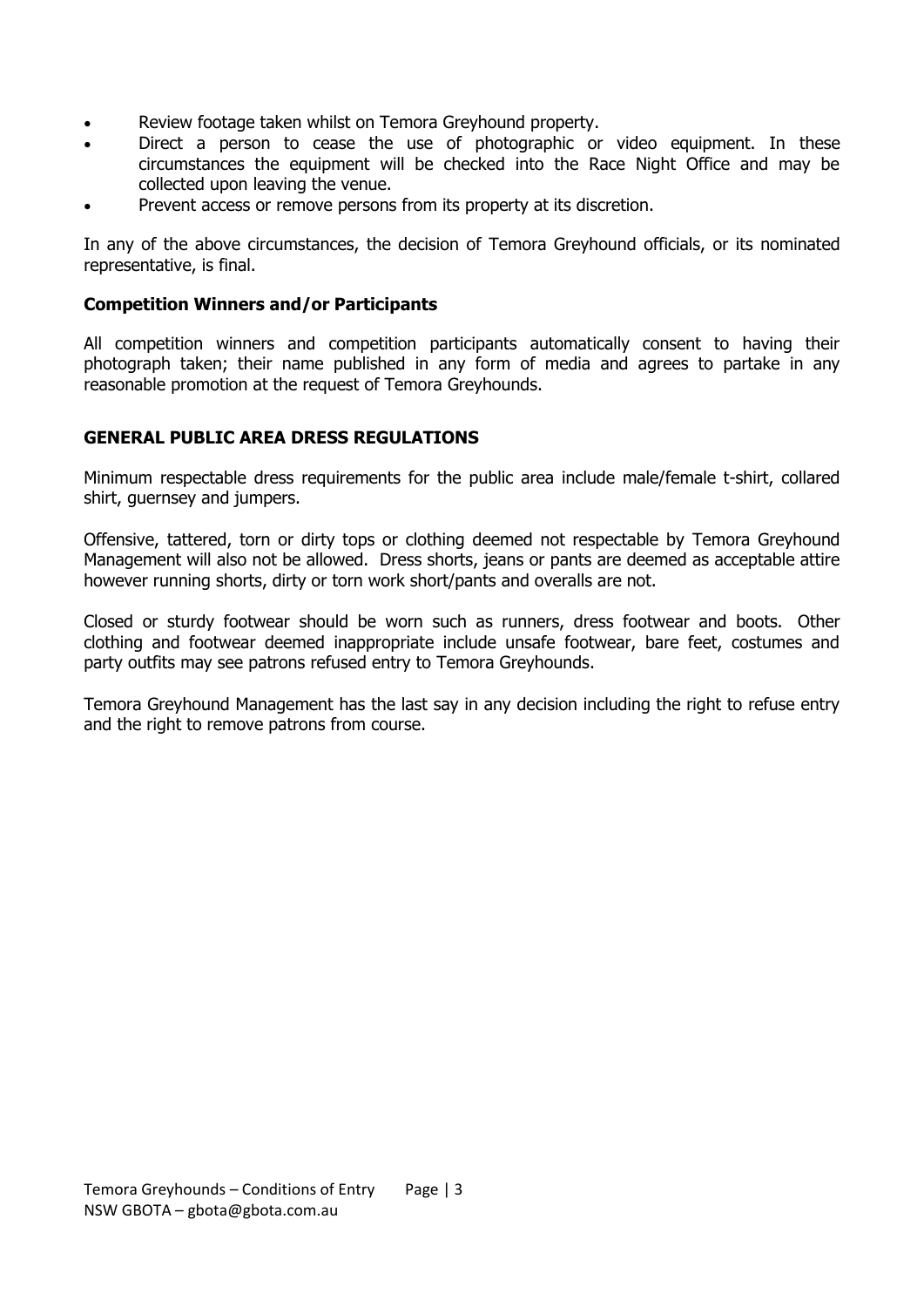- Review footage taken whilst on Temora Greyhound property.
- Direct a person to cease the use of photographic or video equipment. In these circumstances the equipment will be checked into the Race Night Office and may be collected upon leaving the venue.
- Prevent access or remove persons from its property at its discretion.

In any of the above circumstances, the decision of Temora Greyhound officials, or its nominated representative, is final.

**Competition Winners and/or Participants**

All competition winners and competition participants automatically consent to having their photograph taken; their name published in any form of media and agrees to partake in any reasonable promotion at the request of Temora Greyhounds.

**GENERAL PUBLIC AREA DRESS REGULATIONS**

Minimum respectable dress requirements for the public area include male/female t-shirt, collared shirt, guernsey and jumpers.

Offensive, tattered, torn or dirty tops or clothing deemed not respectable by Temora Greyhound Management will also not be allowed. Dress shorts, jeans or pants are deemed as acceptable attire however running shorts, dirty or torn work short/pants and overalls are not.

Closed or sturdy footwear should be worn such as runners, dress footwear and boots. Other clothing and footwear deemed inappropriate include unsafe footwear, bare feet, costumes and party outfits may see patrons refused entry to Temora Greyhounds.

Temora Greyhound Management has the last say in any decision including the right to refuse entry and the right to remove patrons from course.